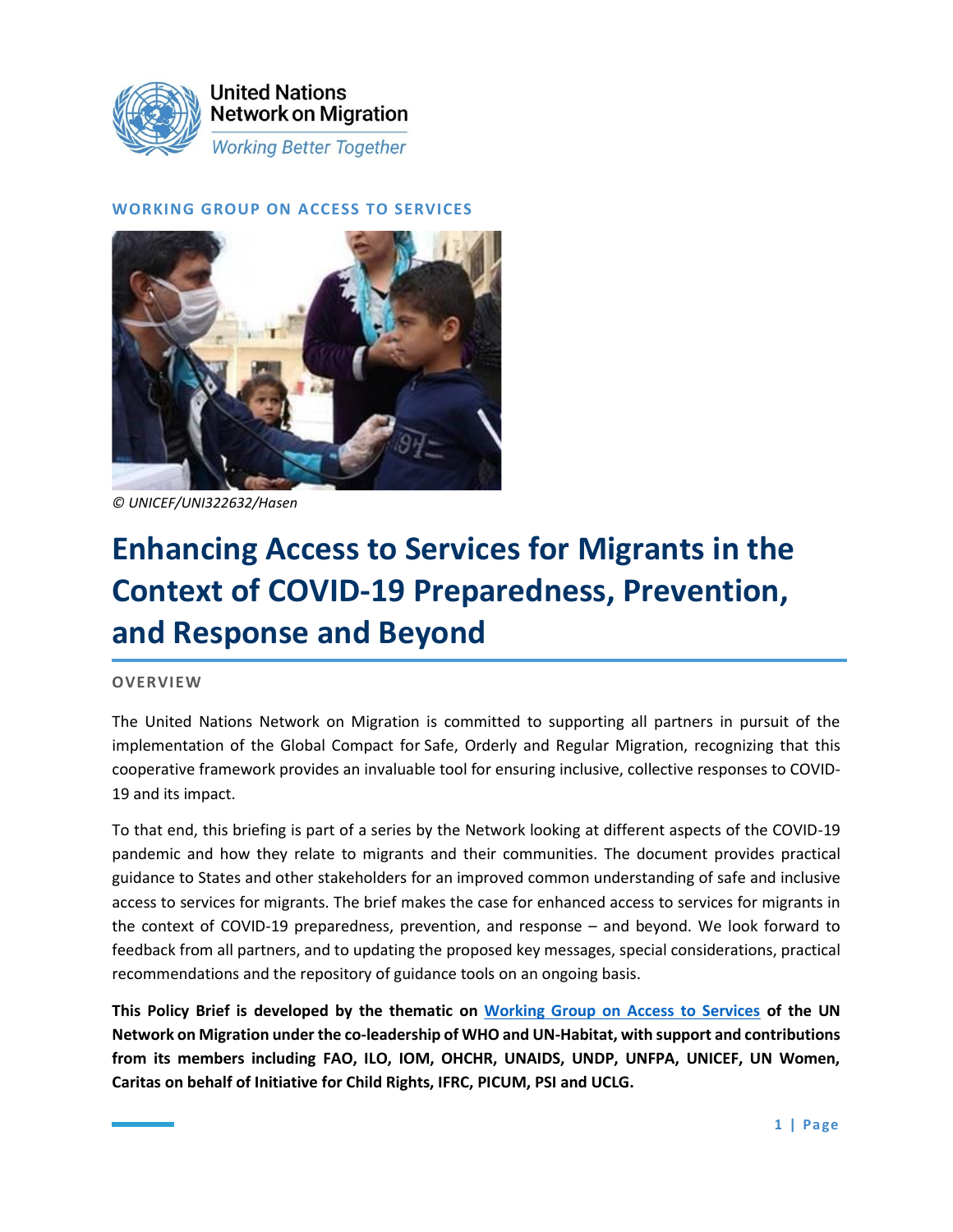United Nations Network on Migration

*Working Better Together*

**WORKING GROUP ON ACCESS TO SERVICES**

*© UNICEF/UNI322632/Hasen*

# Enhancing Access to Services for Migrants in the Context of COVID-19 Preparedness, Prevention, and Response and Beyond

## OVERVIEW

The United Nations Network on Migration is committed to supporting all partners in pursuit of the implementation of the Global Compact for Safe, Orderly and Regular Migration, recognizing that this cooperative framework provides an invaluable tool for ensuring inclusive, collective responses to COVID-19 and its impact.

To that end, this briefing is part of a series by the Network looking at different aspects of the COVID-19 pandemic and how they relate to migrants and their communities. The document provides practical guidance to States and other stakeholders for an improved common understanding of safe and inclusive access to services for migrants. The brief makes the case for enhanced access to services for migrants in the context of COVID-19 preparedness, prevention, and response – and beyond. We look forward to feedback from all partners, and to updating the proposed key messages, special considerations, practical recommendations and the repository of guidance tools on an ongoing basis.

**This Policy Brief is developed by the thematic on Working Group on Access to Services of the UN Network on Migration under the co-leadership of WHO and UN-Habitat, with support and contributions from its members including FAO, ILO, IOM, OHCHR, UNAIDS, UNDP, UNFPA, UNICEF, UN Women, Caritas on behalf of Initiative for Child Rights, IFRC, PICUM, PSI and UCLG.**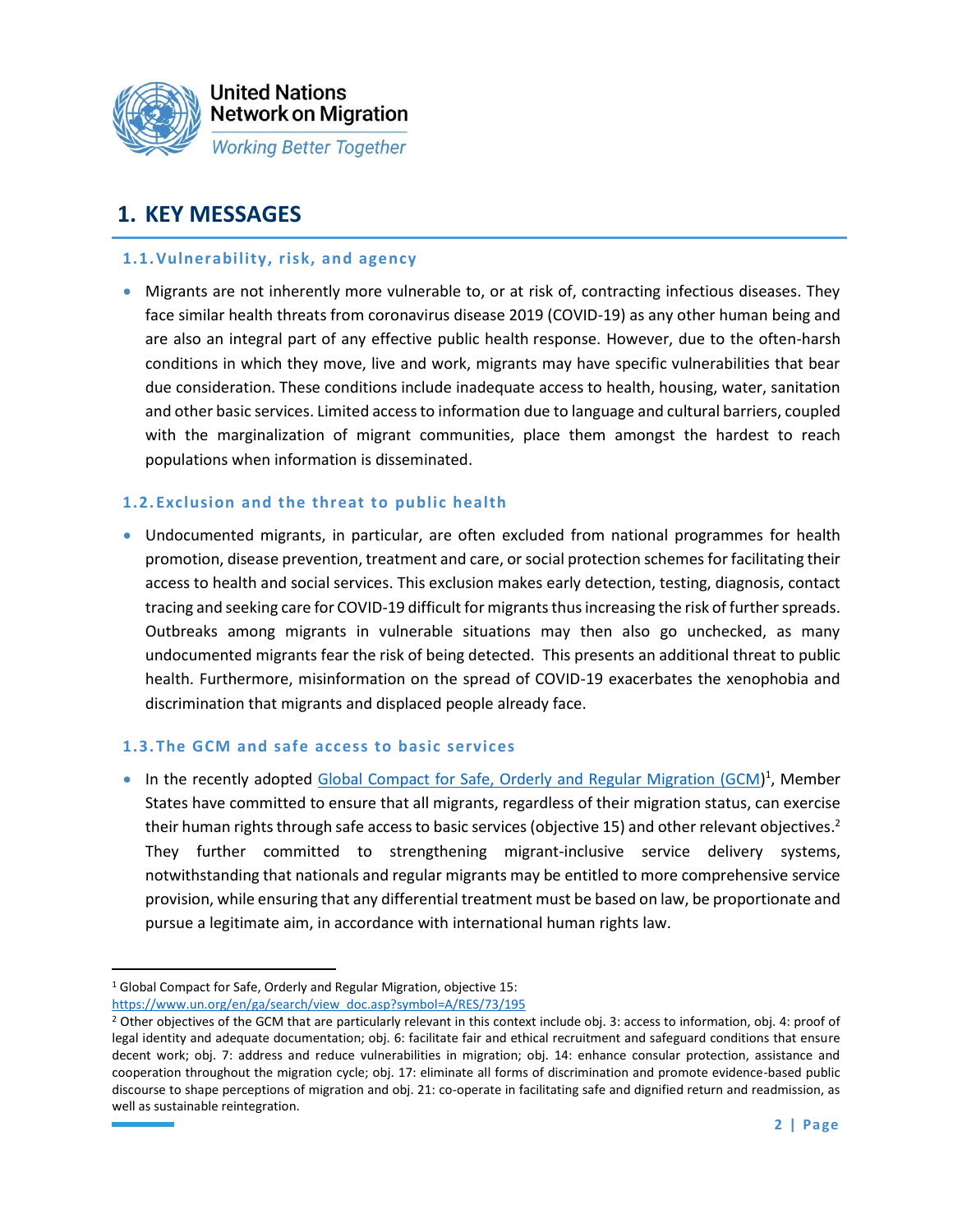# 1. KEY MESSAGES

## 1.1. Vulnerability, risk, and agency

- Migrants are not inherently more vulnerable to, or at risk of, contracting infectious diseases. They face similar health threats from coronavirus disease 2019 (COVID-19) as any other human being and are also an integral part of any effective public health response. However, due to the often-harsh conditions in which they move, live and work, migrants may have specific vulnerabilities that bear due consideration. These conditions include inadequate access to health, housing, water, sanitation and other basic services. Limited access to information due to language and cultural barriers, coupled with the marginalization of migrant communities, place them amongst the hardest to reach populations when information is disseminated.

## 1.2. Exclusion and the threat to public health

- Undocumented migrants, in particular, are often excluded from national programmes for health promotion, disease prevention, treatment and care, or social protection schemes for facilitating their access to health and social services. This exclusion makes early detection, testing, diagnosis, contact tracing and seeking care for COVID-19 difficult for migrants thus increasing the risk of further spreads. Outbreaks among migrants in vulnerable situations may then also go unchecked, as many undocumented migrants fear the risk of being detected. This presents an additional threat to public health. Furthermore, misinformation on the spread of COVID-19 exacerbates the xenophobia and discrimination that migrants and displaced people already face.

## 1.3. The GCM and safe access to basic services

- In the recently adopted [Global Compact for Safe, Orderly and Regular Migration (GCM)][1], Member States have committed to ensure that all migrants, regardless of their migration status, can exercise their human rights through safe access to basic services (objective 15) and other relevant objectives.[2] They further committed to strengthening migrant-inclusive service delivery systems, notwithstanding that nationals and regular migrants may be entitled to more comprehensive service provision, while ensuring that any differential treatment must be based on law, be proportionate and pursue a legitimate aim, in accordance with international human rights law.

---

[1] Global Compact for Safe, Orderly and Regular Migration, objective 15: https://www.un.org/en/ga/search/view_doc.asp?symbol=A/RES/73/195

[2] Other objectives of the GCM that are particularly relevant in this context include obj. 3: access to information, obj. 4: proof of legal identity and adequate documentation; obj. 6: facilitate fair and ethical recruitment and safeguard conditions that ensure decent work; obj. 7: address and reduce vulnerabilities in migration; obj. 14: enhance consular protection, assistance and cooperation throughout the migration cycle; obj. 17: eliminate all forms of discrimination and promote evidence-based public discourse to shape perceptions of migration and obj. 21: co-operate in facilitating safe and dignified return and readmission, as well as sustainable reintegration.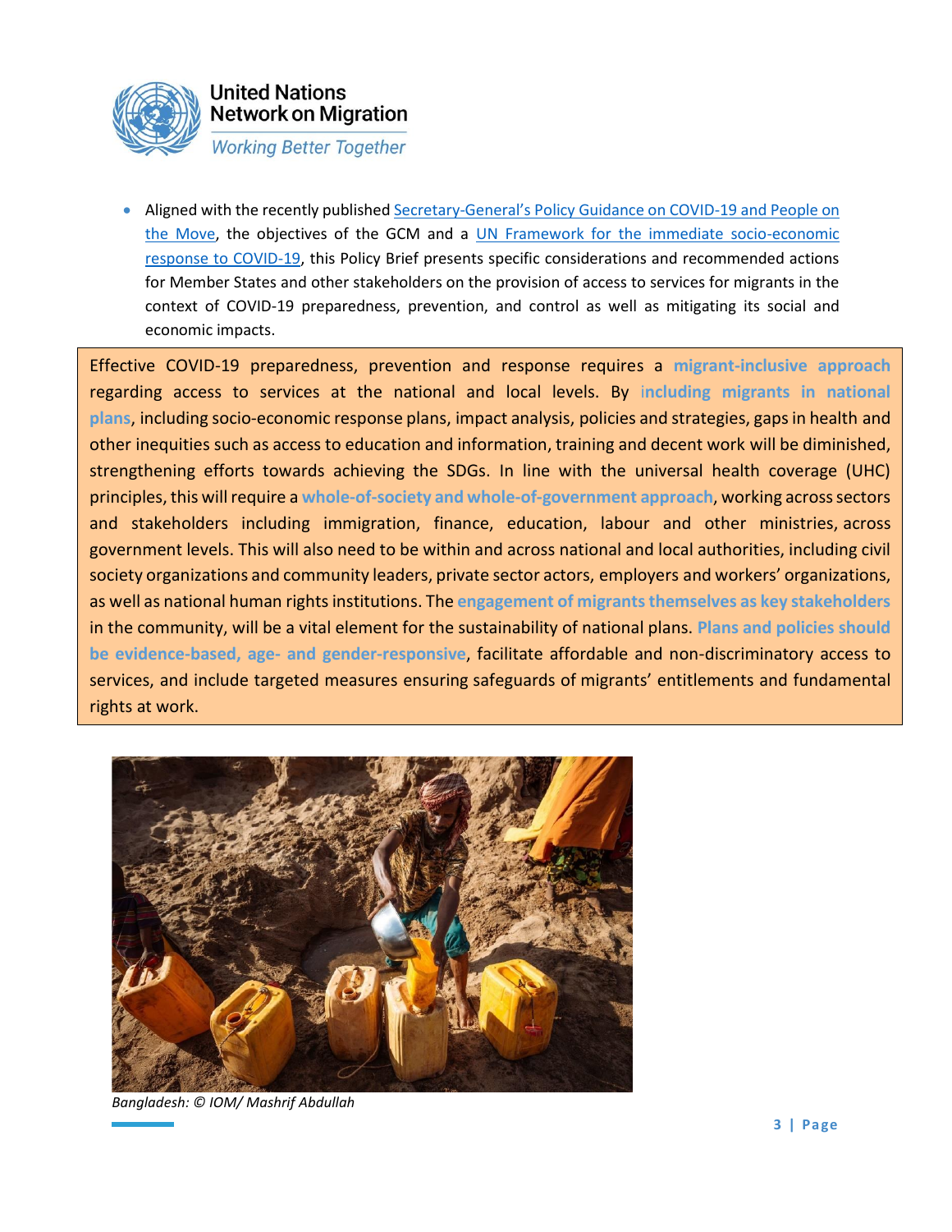- Aligned with the recently published Secretary-General's Policy Guidance on COVID-19 and People on the Move, the objectives of the GCM and a UN Framework for the immediate socio-economic response to COVID-19, this Policy Brief presents specific considerations and recommended actions for Member States and other stakeholders on the provision of access to services for migrants in the context of COVID-19 preparedness, prevention, and control as well as mitigating its social and economic impacts.

Effective COVID-19 preparedness, prevention and response requires a **migrant-inclusive approach** regarding access to services at the national and local levels. By **including migrants in national plans**, including socio-economic response plans, impact analysis, policies and strategies, gaps in health and other inequities such as access to education and information, training and decent work will be diminished, strengthening efforts towards achieving the SDGs. In line with the universal health coverage (UHC) principles, this will require a **whole-of-society and whole-of-government approach**, working across sectors and stakeholders including immigration, finance, education, labour and other ministries, across government levels. This will also need to be within and across national and local authorities, including civil society organizations and community leaders, private sector actors, employers and workers' organizations, as well as national human rights institutions. The **engagement of migrants themselves as key stakeholders** in the community, will be a vital element for the sustainability of national plans. **Plans and policies should be evidence-based, age- and gender-responsive**, facilitate affordable and non-discriminatory access to services, and include targeted measures ensuring safeguards of migrants' entitlements and fundamental rights at work.

*Bangladesh: © IOM/ Mashrif Abdullah*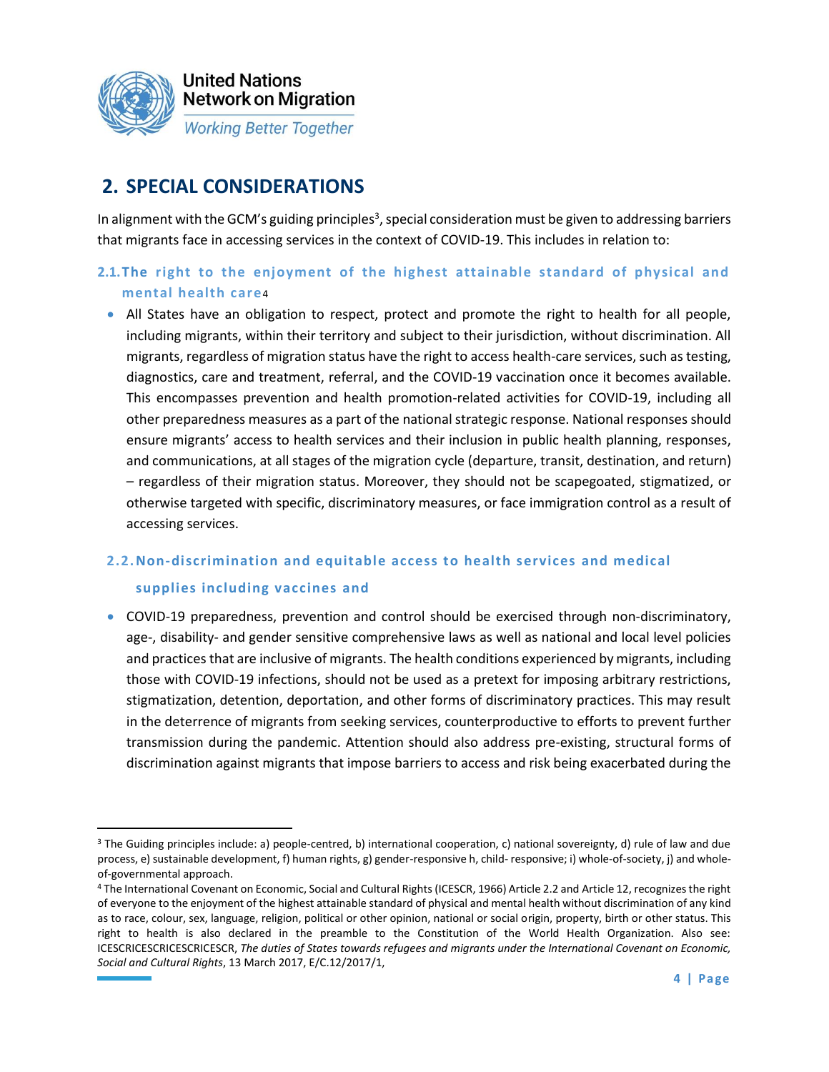## 2. SPECIAL CONSIDERATIONS

In alignment with the GCM's guiding principles[3], special consideration must be given to addressing barriers that migrants face in accessing services in the context of COVID-19. This includes in relation to:

### 2.1. The right to the enjoyment of the highest attainable standard of physical and mental health care[4]

- All States have an obligation to respect, protect and promote the right to health for all people, including migrants, within their territory and subject to their jurisdiction, without discrimination. All migrants, regardless of migration status have the right to access health-care services, such as testing, diagnostics, care and treatment, referral, and the COVID-19 vaccination once it becomes available. This encompasses prevention and health promotion-related activities for COVID-19, including all other preparedness measures as a part of the national strategic response. National responses should ensure migrants' access to health services and their inclusion in public health planning, responses, and communications, at all stages of the migration cycle (departure, transit, destination, and return) – regardless of their migration status. Moreover, they should not be scapegoated, stigmatized, or otherwise targeted with specific, discriminatory measures, or face immigration control as a result of accessing services.

### 2.2. Non-discrimination and equitable access to health services and medical supplies including vaccines and

- COVID-19 preparedness, prevention and control should be exercised through non-discriminatory, age-, disability- and gender sensitive comprehensive laws as well as national and local level policies and practices that are inclusive of migrants. The health conditions experienced by migrants, including those with COVID-19 infections, should not be used as a pretext for imposing arbitrary restrictions, stigmatization, detention, deportation, and other forms of discriminatory practices. This may result in the deterrence of migrants from seeking services, counterproductive to efforts to prevent further transmission during the pandemic. Attention should also address pre-existing, structural forms of discrimination against migrants that impose barriers to access and risk being exacerbated during the

---

[3] The Guiding principles include: a) people-centred, b) international cooperation, c) national sovereignty, d) rule of law and due process, e) sustainable development, f) human rights, g) gender-responsive h, child- responsive; i) whole-of-society, j) and whole-of-governmental approach.

[4] The International Covenant on Economic, Social and Cultural Rights (ICESCR, 1966) Article 2.2 and Article 12, recognizes the right of everyone to the enjoyment of the highest attainable standard of physical and mental health without discrimination of any kind as to race, colour, sex, language, religion, political or other opinion, national or social origin, property, birth or other status. This right to health is also declared in the preamble to the Constitution of the World Health Organization. Also see: ICESCRICESCRICESCRICESCR, *The duties of States towards refugees and migrants under the International Covenant on Economic, Social and Cultural Rights*, 13 March 2017, E/C.12/2017/1,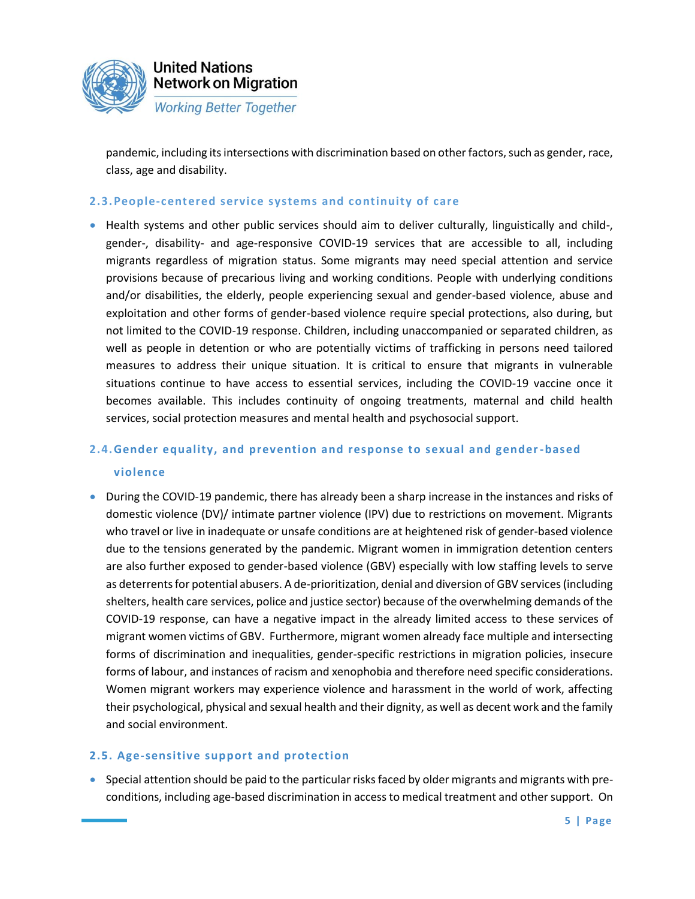pandemic, including its intersections with discrimination based on other factors, such as gender, race, class, age and disability.

### 2.3. People-centered service systems and continuity of care

- Health systems and other public services should aim to deliver culturally, linguistically and child-, gender-, disability- and age-responsive COVID-19 services that are accessible to all, including migrants regardless of migration status. Some migrants may need special attention and service provisions because of precarious living and working conditions. People with underlying conditions and/or disabilities, the elderly, people experiencing sexual and gender-based violence, abuse and exploitation and other forms of gender-based violence require special protections, also during, but not limited to the COVID-19 response. Children, including unaccompanied or separated children, as well as people in detention or who are potentially victims of trafficking in persons need tailored measures to address their unique situation. It is critical to ensure that migrants in vulnerable situations continue to have access to essential services, including the COVID-19 vaccine once it becomes available. This includes continuity of ongoing treatments, maternal and child health services, social protection measures and mental health and psychosocial support.

### 2.4. Gender equality, and prevention and response to sexual and gender-based violence

- During the COVID-19 pandemic, there has already been a sharp increase in the instances and risks of domestic violence (DV)/ intimate partner violence (IPV) due to restrictions on movement. Migrants who travel or live in inadequate or unsafe conditions are at heightened risk of gender-based violence due to the tensions generated by the pandemic. Migrant women in immigration detention centers are also further exposed to gender-based violence (GBV) especially with low staffing levels to serve as deterrents for potential abusers. A de-prioritization, denial and diversion of GBV services (including shelters, health care services, police and justice sector) because of the overwhelming demands of the COVID-19 response, can have a negative impact in the already limited access to these services of migrant women victims of GBV. Furthermore, migrant women already face multiple and intersecting forms of discrimination and inequalities, gender-specific restrictions in migration policies, insecure forms of labour, and instances of racism and xenophobia and therefore need specific considerations. Women migrant workers may experience violence and harassment in the world of work, affecting their psychological, physical and sexual health and their dignity, as well as decent work and the family and social environment.

### 2.5. Age-sensitive support and protection

- Special attention should be paid to the particular risks faced by older migrants and migrants with pre-conditions, including age-based discrimination in access to medical treatment and other support. On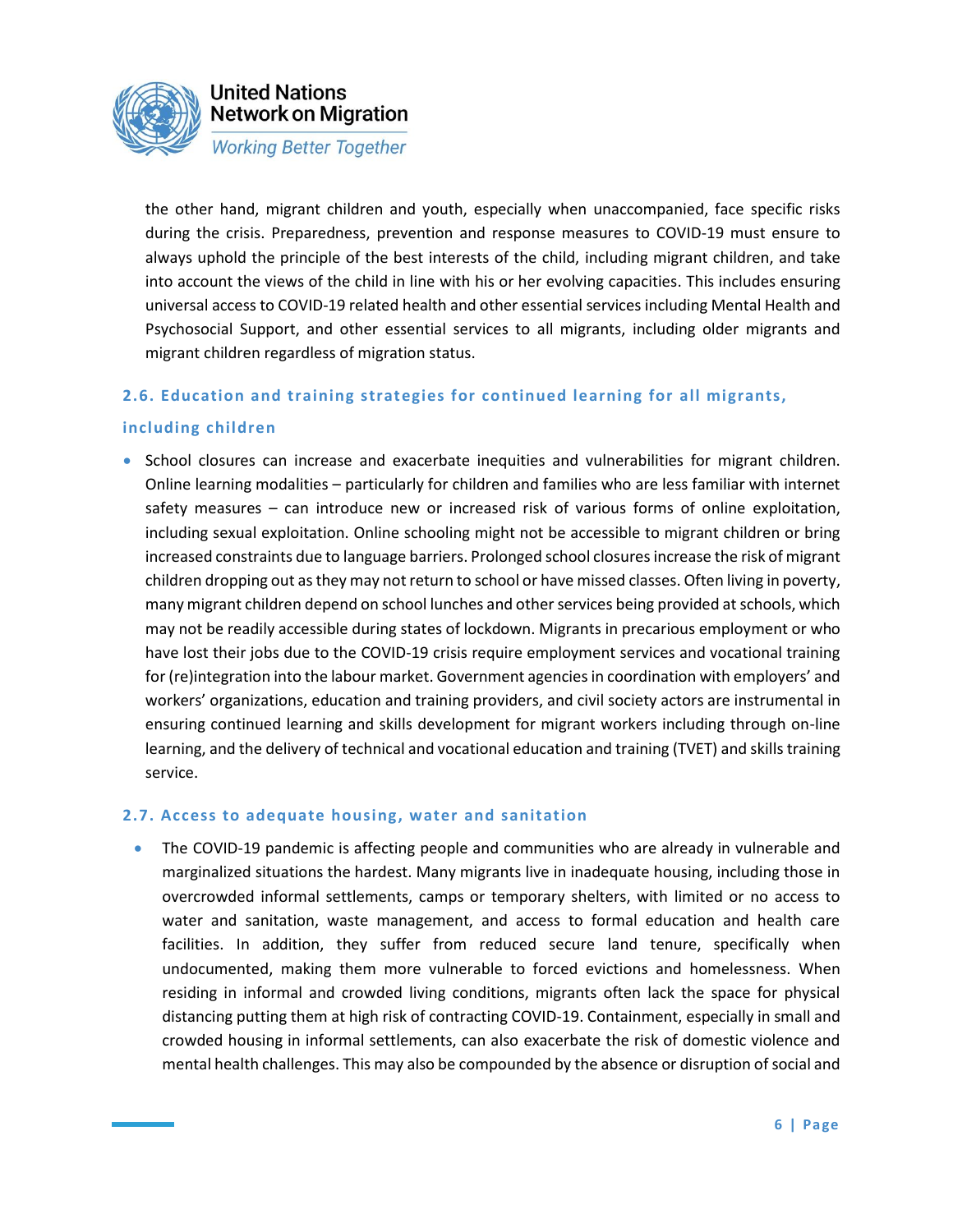the other hand, migrant children and youth, especially when unaccompanied, face specific risks during the crisis. Preparedness, prevention and response measures to COVID-19 must ensure to always uphold the principle of the best interests of the child, including migrant children, and take into account the views of the child in line with his or her evolving capacities. This includes ensuring universal access to COVID-19 related health and other essential services including Mental Health and Psychosocial Support, and other essential services to all migrants, including older migrants and migrant children regardless of migration status.

### 2.6. Education and training strategies for continued learning for all migrants, including children

- School closures can increase and exacerbate inequities and vulnerabilities for migrant children. Online learning modalities – particularly for children and families who are less familiar with internet safety measures – can introduce new or increased risk of various forms of online exploitation, including sexual exploitation. Online schooling might not be accessible to migrant children or bring increased constraints due to language barriers. Prolonged school closures increase the risk of migrant children dropping out as they may not return to school or have missed classes. Often living in poverty, many migrant children depend on school lunches and other services being provided at schools, which may not be readily accessible during states of lockdown. Migrants in precarious employment or who have lost their jobs due to the COVID-19 crisis require employment services and vocational training for (re)integration into the labour market. Government agencies in coordination with employers' and workers' organizations, education and training providers, and civil society actors are instrumental in ensuring continued learning and skills development for migrant workers including through on-line learning, and the delivery of technical and vocational education and training (TVET) and skills training service.

### 2.7. Access to adequate housing, water and sanitation

- The COVID-19 pandemic is affecting people and communities who are already in vulnerable and marginalized situations the hardest. Many migrants live in inadequate housing, including those in overcrowded informal settlements, camps or temporary shelters, with limited or no access to water and sanitation, waste management, and access to formal education and health care facilities. In addition, they suffer from reduced secure land tenure, specifically when undocumented, making them more vulnerable to forced evictions and homelessness. When residing in informal and crowded living conditions, migrants often lack the space for physical distancing putting them at high risk of contracting COVID-19. Containment, especially in small and crowded housing in informal settlements, can also exacerbate the risk of domestic violence and mental health challenges. This may also be compounded by the absence or disruption of social and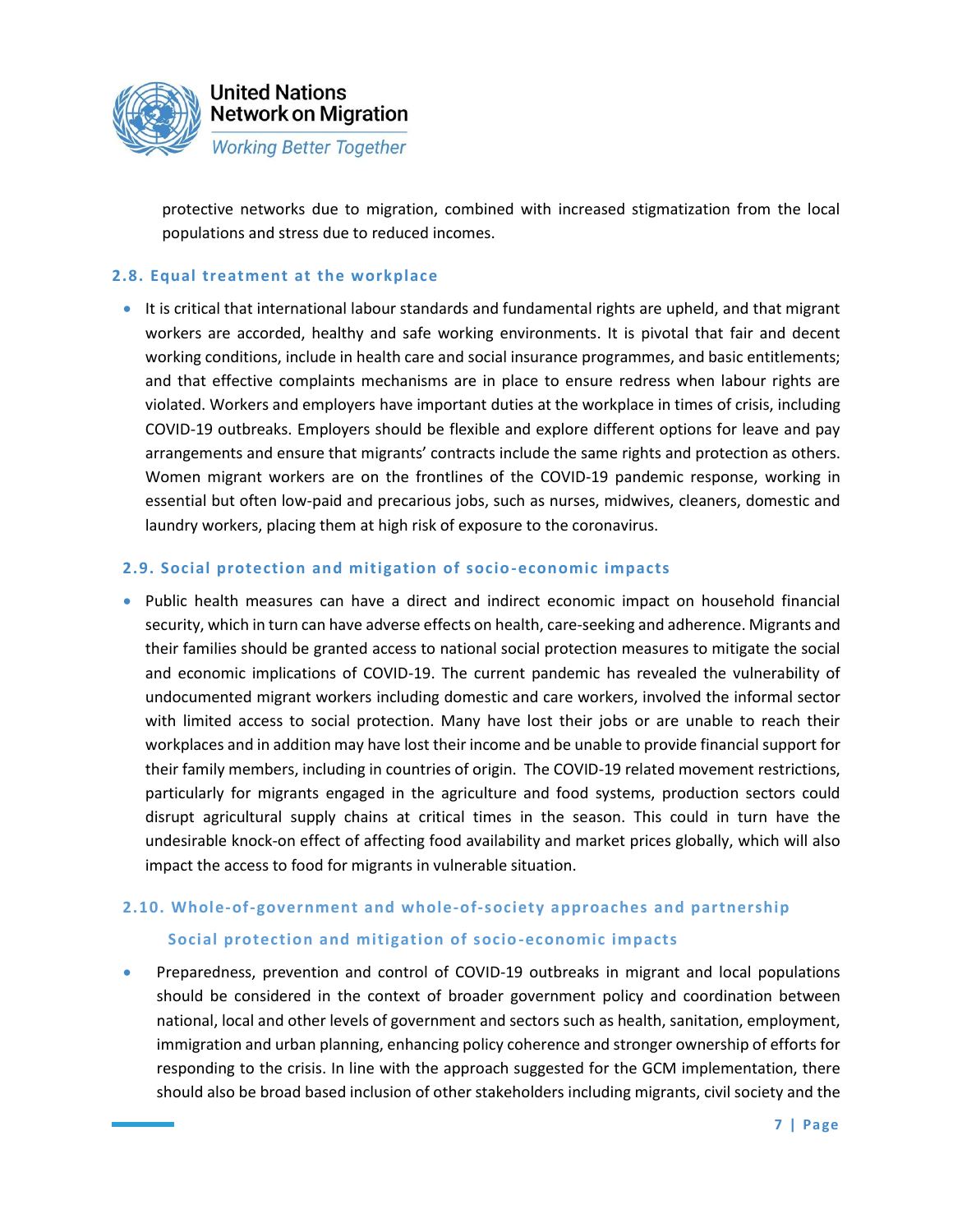protective networks due to migration, combined with increased stigmatization from the local populations and stress due to reduced incomes.

### 2.8. Equal treatment at the workplace

- It is critical that international labour standards and fundamental rights are upheld, and that migrant workers are accorded, healthy and safe working environments. It is pivotal that fair and decent working conditions, include in health care and social insurance programmes, and basic entitlements; and that effective complaints mechanisms are in place to ensure redress when labour rights are violated. Workers and employers have important duties at the workplace in times of crisis, including COVID-19 outbreaks. Employers should be flexible and explore different options for leave and pay arrangements and ensure that migrants' contracts include the same rights and protection as others. Women migrant workers are on the frontlines of the COVID-19 pandemic response, working in essential but often low-paid and precarious jobs, such as nurses, midwives, cleaners, domestic and laundry workers, placing them at high risk of exposure to the coronavirus.

### 2.9. Social protection and mitigation of socio-economic impacts

- Public health measures can have a direct and indirect economic impact on household financial security, which in turn can have adverse effects on health, care-seeking and adherence. Migrants and their families should be granted access to national social protection measures to mitigate the social and economic implications of COVID-19. The current pandemic has revealed the vulnerability of undocumented migrant workers including domestic and care workers, involved the informal sector with limited access to social protection. Many have lost their jobs or are unable to reach their workplaces and in addition may have lost their income and be unable to provide financial support for their family members, including in countries of origin. The COVID-19 related movement restrictions, particularly for migrants engaged in the agriculture and food systems, production sectors could disrupt agricultural supply chains at critical times in the season. This could in turn have the undesirable knock-on effect of affecting food availability and market prices globally, which will also impact the access to food for migrants in vulnerable situation.

### 2.10. Whole-of-government and whole-of-society approaches and partnership

#### Social protection and mitigation of socio-economic impacts

- Preparedness, prevention and control of COVID-19 outbreaks in migrant and local populations should be considered in the context of broader government policy and coordination between national, local and other levels of government and sectors such as health, sanitation, employment, immigration and urban planning, enhancing policy coherence and stronger ownership of efforts for responding to the crisis. In line with the approach suggested for the GCM implementation, there should also be broad based inclusion of other stakeholders including migrants, civil society and the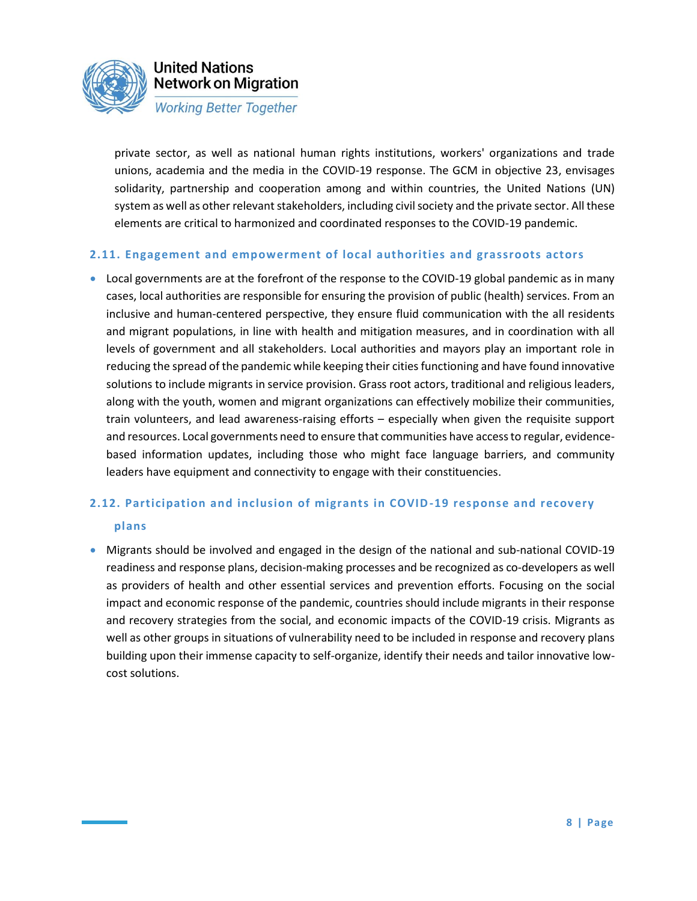private sector, as well as national human rights institutions, workers' organizations and trade unions, academia and the media in the COVID-19 response. The GCM in objective 23, envisages solidarity, partnership and cooperation among and within countries, the United Nations (UN) system as well as other relevant stakeholders, including civil society and the private sector. All these elements are critical to harmonized and coordinated responses to the COVID-19 pandemic.

### 2.11. Engagement and empowerment of local authorities and grassroots actors

- Local governments are at the forefront of the response to the COVID-19 global pandemic as in many cases, local authorities are responsible for ensuring the provision of public (health) services. From an inclusive and human-centered perspective, they ensure fluid communication with the all residents and migrant populations, in line with health and mitigation measures, and in coordination with all levels of government and all stakeholders. Local authorities and mayors play an important role in reducing the spread of the pandemic while keeping their cities functioning and have found innovative solutions to include migrants in service provision. Grass root actors, traditional and religious leaders, along with the youth, women and migrant organizations can effectively mobilize their communities, train volunteers, and lead awareness-raising efforts – especially when given the requisite support and resources. Local governments need to ensure that communities have access to regular, evidence-based information updates, including those who might face language barriers, and community leaders have equipment and connectivity to engage with their constituencies.

### 2.12. Participation and inclusion of migrants in COVID-19 response and recovery plans

- Migrants should be involved and engaged in the design of the national and sub-national COVID-19 readiness and response plans, decision-making processes and be recognized as co-developers as well as providers of health and other essential services and prevention efforts. Focusing on the social impact and economic response of the pandemic, countries should include migrants in their response and recovery strategies from the social, and economic impacts of the COVID-19 crisis. Migrants as well as other groups in situations of vulnerability need to be included in response and recovery plans building upon their immense capacity to self-organize, identify their needs and tailor innovative low-cost solutions.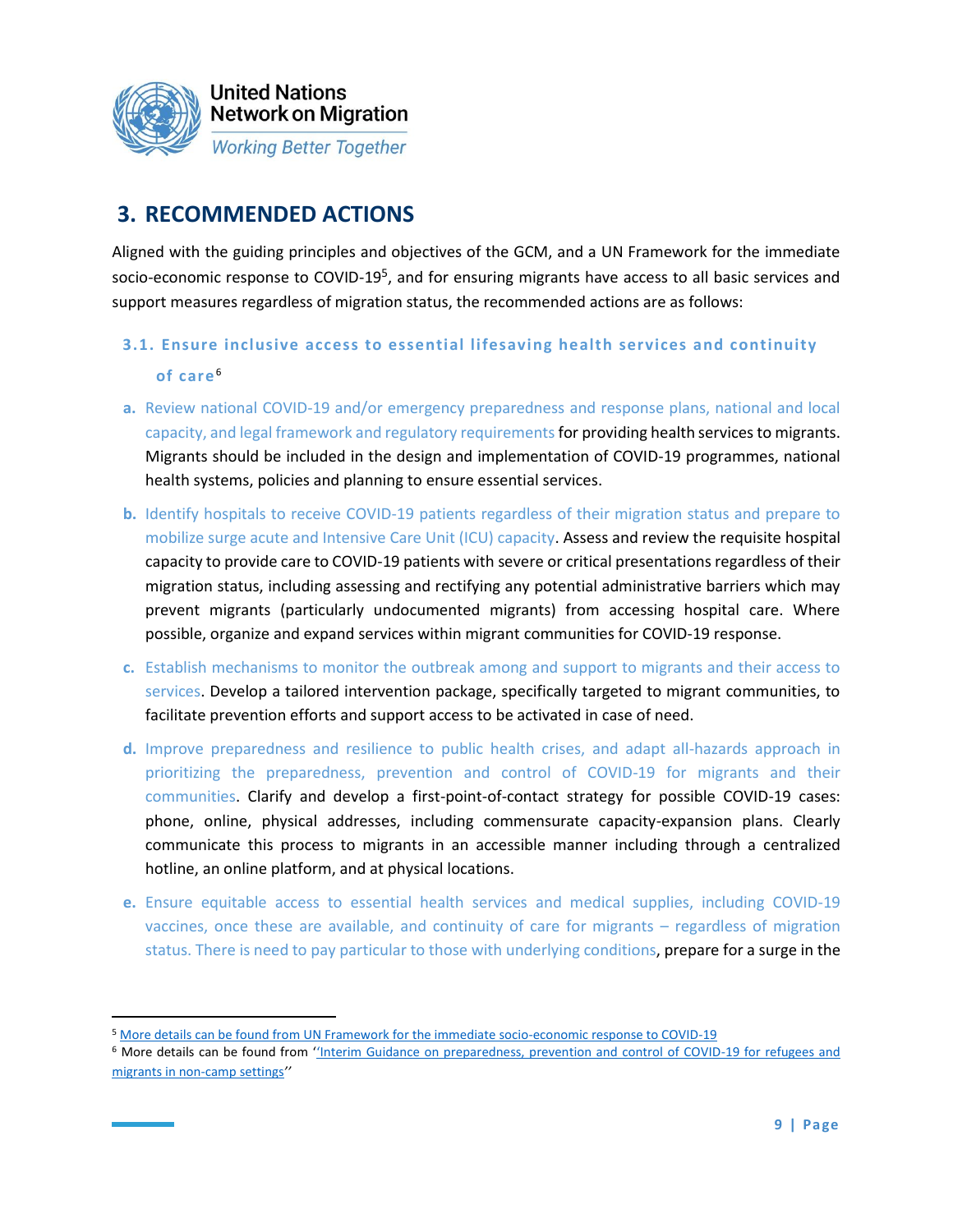## 3. RECOMMENDED ACTIONS

Aligned with the guiding principles and objectives of the GCM, and a UN Framework for the immediate socio-economic response to COVID-19[5], and for ensuring migrants have access to all basic services and support measures regardless of migration status, the recommended actions are as follows:

### 3.1. Ensure inclusive access to essential lifesaving health services and continuity of care[6]

**a.** Review national COVID-19 and/or emergency preparedness and response plans, national and local capacity, and legal framework and regulatory requirements for providing health services to migrants. Migrants should be included in the design and implementation of COVID-19 programmes, national health systems, policies and planning to ensure essential services.

**b.** Identify hospitals to receive COVID-19 patients regardless of their migration status and prepare to mobilize surge acute and Intensive Care Unit (ICU) capacity. Assess and review the requisite hospital capacity to provide care to COVID-19 patients with severe or critical presentations regardless of their migration status, including assessing and rectifying any potential administrative barriers which may prevent migrants (particularly undocumented migrants) from accessing hospital care. Where possible, organize and expand services within migrant communities for COVID-19 response.

**c.** Establish mechanisms to monitor the outbreak among and support to migrants and their access to services. Develop a tailored intervention package, specifically targeted to migrant communities, to facilitate prevention efforts and support access to be activated in case of need.

**d.** Improve preparedness and resilience to public health crises, and adapt all-hazards approach in prioritizing the preparedness, prevention and control of COVID-19 for migrants and their communities. Clarify and develop a first-point-of-contact strategy for possible COVID-19 cases: phone, online, physical addresses, including commensurate capacity-expansion plans. Clearly communicate this process to migrants in an accessible manner including through a centralized hotline, an online platform, and at physical locations.

**e.** Ensure equitable access to essential health services and medical supplies, including COVID-19 vaccines, once these are available, and continuity of care for migrants – regardless of migration status. There is need to pay particular to those with underlying conditions, prepare for a surge in the

---

[5] More details can be found from UN Framework for the immediate socio-economic response to COVID-19

[6] More details can be found from ''Interim Guidance on preparedness, prevention and control of COVID-19 for refugees and migrants in non-camp settings''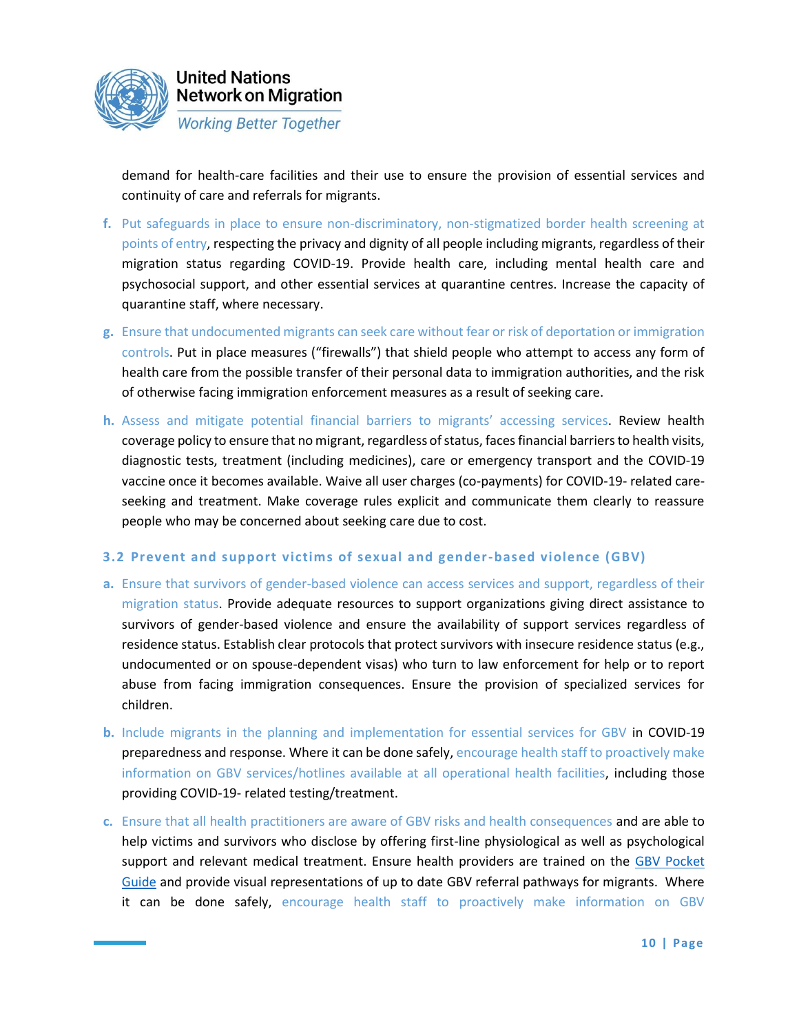demand for health-care facilities and their use to ensure the provision of essential services and continuity of care and referrals for migrants.

f. Put safeguards in place to ensure non-discriminatory, non-stigmatized border health screening at points of entry, respecting the privacy and dignity of all people including migrants, regardless of their migration status regarding COVID-19. Provide health care, including mental health care and psychosocial support, and other essential services at quarantine centres. Increase the capacity of quarantine staff, where necessary.

g. Ensure that undocumented migrants can seek care without fear or risk of deportation or immigration controls. Put in place measures ("firewalls") that shield people who attempt to access any form of health care from the possible transfer of their personal data to immigration authorities, and the risk of otherwise facing immigration enforcement measures as a result of seeking care.

h. Assess and mitigate potential financial barriers to migrants' accessing services. Review health coverage policy to ensure that no migrant, regardless of status, faces financial barriers to health visits, diagnostic tests, treatment (including medicines), care or emergency transport and the COVID-19 vaccine once it becomes available. Waive all user charges (co-payments) for COVID-19- related care-seeking and treatment. Make coverage rules explicit and communicate them clearly to reassure people who may be concerned about seeking care due to cost.

### 3.2 Prevent and support victims of sexual and gender-based violence (GBV)

a. Ensure that survivors of gender-based violence can access services and support, regardless of their migration status. Provide adequate resources to support organizations giving direct assistance to survivors of gender-based violence and ensure the availability of support services regardless of residence status. Establish clear protocols that protect survivors with insecure residence status (e.g., undocumented or on spouse-dependent visas) who turn to law enforcement for help or to report abuse from facing immigration consequences. Ensure the provision of specialized services for children.

b. Include migrants in the planning and implementation for essential services for GBV in COVID-19 preparedness and response. Where it can be done safely, encourage health staff to proactively make information on GBV services/hotlines available at all operational health facilities, including those providing COVID-19- related testing/treatment.

c. Ensure that all health practitioners are aware of GBV risks and health consequences and are able to help victims and survivors who disclose by offering first-line physiological as well as psychological support and relevant medical treatment. Ensure health providers are trained on the GBV Pocket Guide and provide visual representations of up to date GBV referral pathways for migrants. Where it can be done safely, encourage health staff to proactively make information on GBV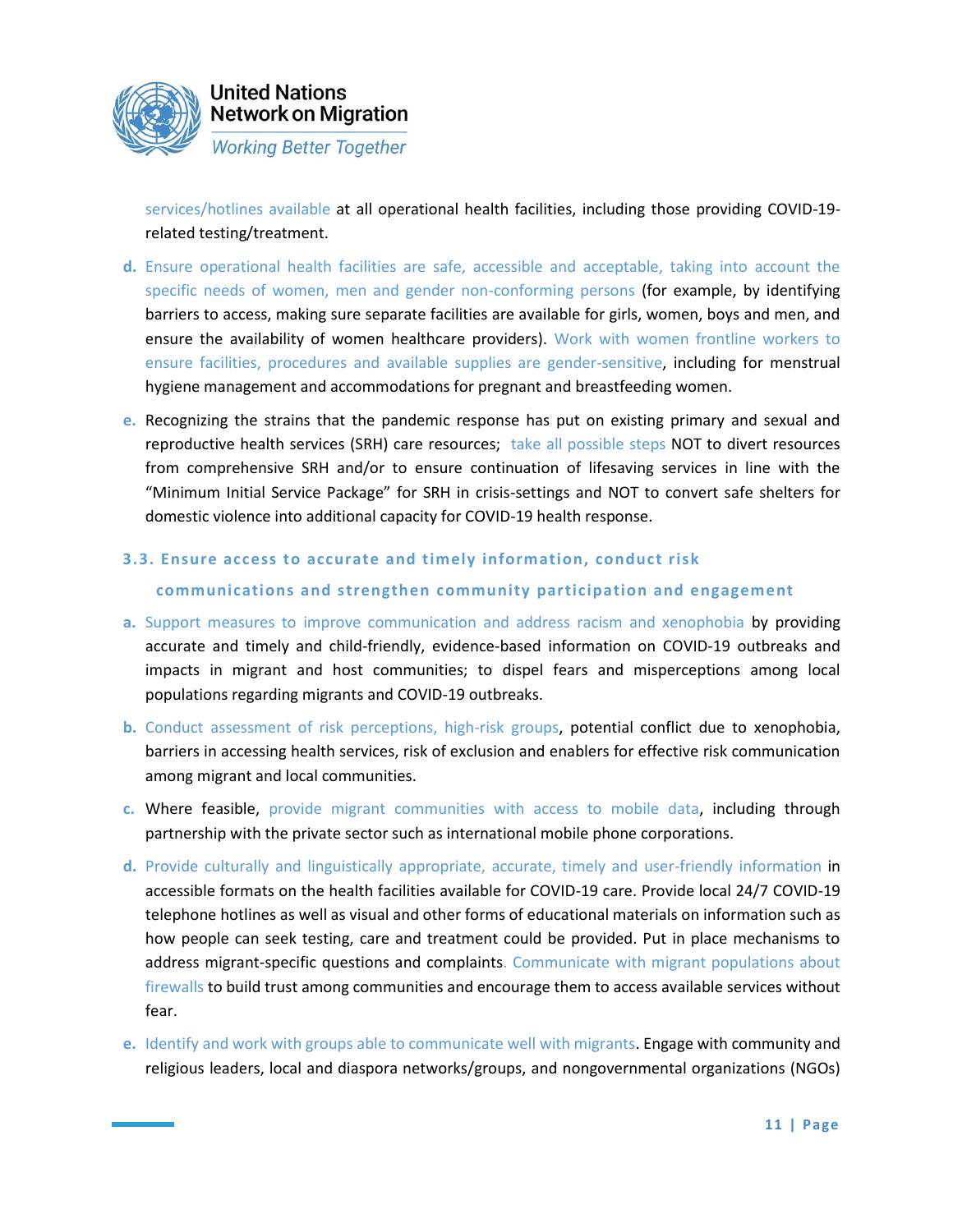services/hotlines available at all operational health facilities, including those providing COVID-19-related testing/treatment.

d. Ensure operational health facilities are safe, accessible and acceptable, taking into account the specific needs of women, men and gender non-conforming persons (for example, by identifying barriers to access, making sure separate facilities are available for girls, women, boys and men, and ensure the availability of women healthcare providers). Work with women frontline workers to ensure facilities, procedures and available supplies are gender-sensitive, including for menstrual hygiene management and accommodations for pregnant and breastfeeding women.

e. Recognizing the strains that the pandemic response has put on existing primary and sexual and reproductive health services (SRH) care resources; take all possible steps NOT to divert resources from comprehensive SRH and/or to ensure continuation of lifesaving services in line with the "Minimum Initial Service Package" for SRH in crisis-settings and NOT to convert safe shelters for domestic violence into additional capacity for COVID-19 health response.

### 3.3. Ensure access to accurate and timely information, conduct risk communications and strengthen community participation and engagement

a. Support measures to improve communication and address racism and xenophobia by providing accurate and timely and child-friendly, evidence-based information on COVID-19 outbreaks and impacts in migrant and host communities; to dispel fears and misperceptions among local populations regarding migrants and COVID-19 outbreaks.

b. Conduct assessment of risk perceptions, high-risk groups, potential conflict due to xenophobia, barriers in accessing health services, risk of exclusion and enablers for effective risk communication among migrant and local communities.

c. Where feasible, provide migrant communities with access to mobile data, including through partnership with the private sector such as international mobile phone corporations.

d. Provide culturally and linguistically appropriate, accurate, timely and user-friendly information in accessible formats on the health facilities available for COVID-19 care. Provide local 24/7 COVID-19 telephone hotlines as well as visual and other forms of educational materials on information such as how people can seek testing, care and treatment could be provided. Put in place mechanisms to address migrant-specific questions and complaints. Communicate with migrant populations about firewalls to build trust among communities and encourage them to access available services without fear.

e. Identify and work with groups able to communicate well with migrants. Engage with community and religious leaders, local and diaspora networks/groups, and nongovernmental organizations (NGOs)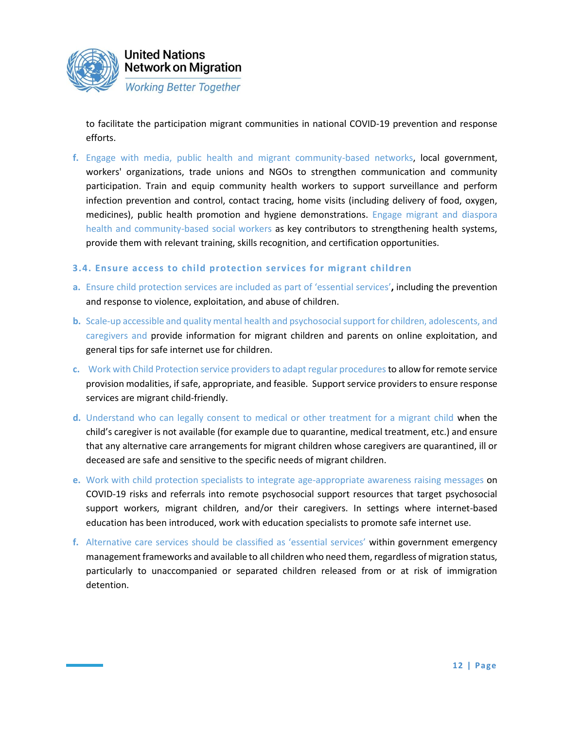to facilitate the participation migrant communities in national COVID-19 prevention and response efforts.

f. Engage with media, public health and migrant community-based networks, local government, workers' organizations, trade unions and NGOs to strengthen communication and community participation. Train and equip community health workers to support surveillance and perform infection prevention and control, contact tracing, home visits (including delivery of food, oxygen, medicines), public health promotion and hygiene demonstrations. Engage migrant and diaspora health and community-based social workers as key contributors to strengthening health systems, provide them with relevant training, skills recognition, and certification opportunities.

### 3.4. Ensure access to child protection services for migrant children

a. Ensure child protection services are included as part of 'essential services'**,** including the prevention and response to violence, exploitation, and abuse of children.

b. Scale-up accessible and quality mental health and psychosocial support for children, adolescents, and caregivers and provide information for migrant children and parents on online exploitation, and general tips for safe internet use for children.

c. Work with Child Protection service providers to adapt regular procedures to allow for remote service provision modalities, if safe, appropriate, and feasible. Support service providers to ensure response services are migrant child-friendly.

d. Understand who can legally consent to medical or other treatment for a migrant child when the child's caregiver is not available (for example due to quarantine, medical treatment, etc.) and ensure that any alternative care arrangements for migrant children whose caregivers are quarantined, ill or deceased are safe and sensitive to the specific needs of migrant children.

e. Work with child protection specialists to integrate age-appropriate awareness raising messages on COVID-19 risks and referrals into remote psychosocial support resources that target psychosocial support workers, migrant children, and/or their caregivers. In settings where internet-based education has been introduced, work with education specialists to promote safe internet use.

f. Alternative care services should be classified as 'essential services' within government emergency management frameworks and available to all children who need them, regardless of migration status, particularly to unaccompanied or separated children released from or at risk of immigration detention.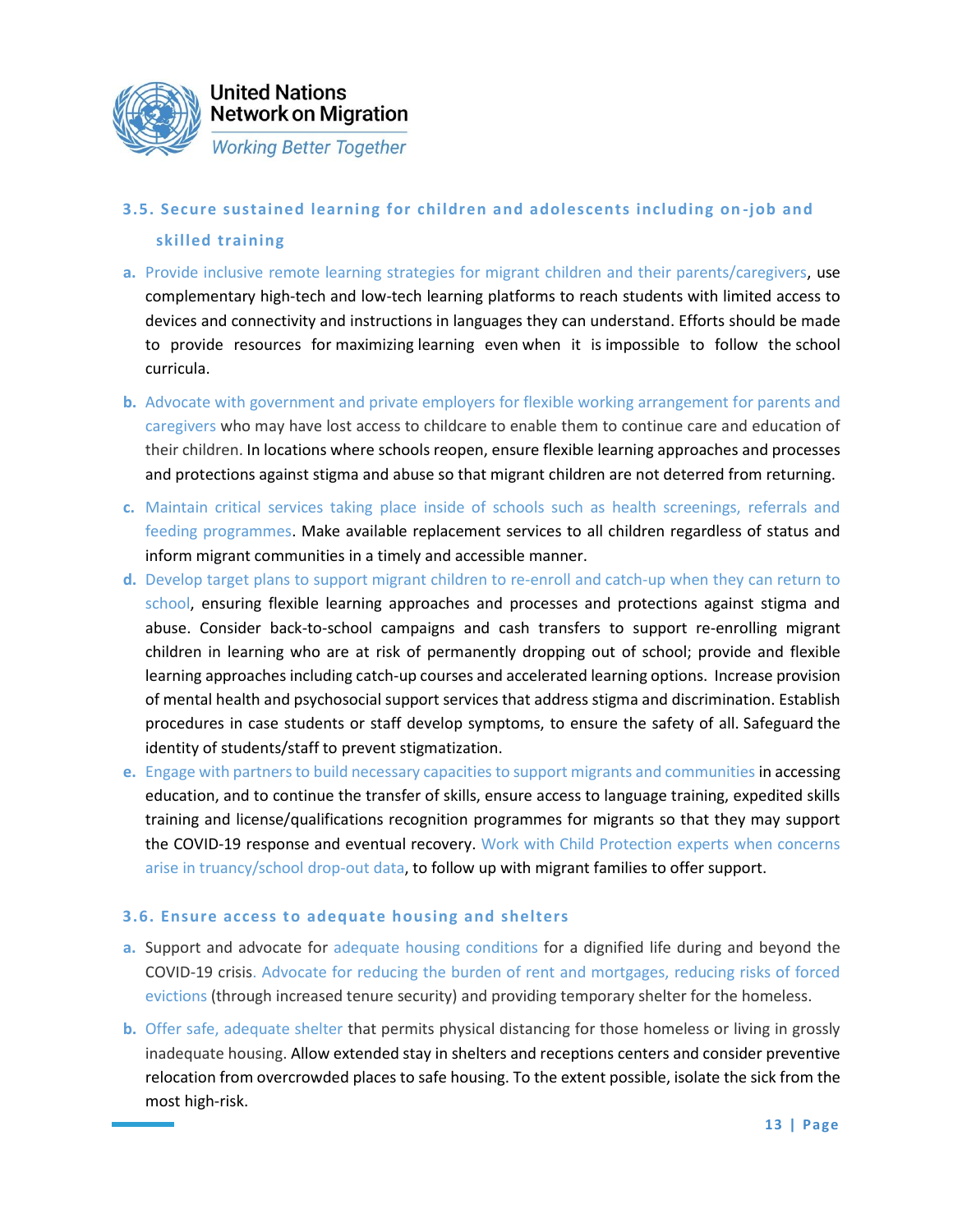### 3.5. Secure sustained learning for children and adolescents including on-job and skilled training

a. Provide inclusive remote learning strategies for migrant children and their parents/caregivers, use complementary high-tech and low-tech learning platforms to reach students with limited access to devices and connectivity and instructions in languages they can understand. Efforts should be made to provide resources for maximizing learning even when it is impossible to follow the school curricula.

b. Advocate with government and private employers for flexible working arrangement for parents and caregivers who may have lost access to childcare to enable them to continue care and education of their children. In locations where schools reopen, ensure flexible learning approaches and processes and protections against stigma and abuse so that migrant children are not deterred from returning.

c. Maintain critical services taking place inside of schools such as health screenings, referrals and feeding programmes. Make available replacement services to all children regardless of status and inform migrant communities in a timely and accessible manner.

d. Develop target plans to support migrant children to re-enroll and catch-up when they can return to school, ensuring flexible learning approaches and processes and protections against stigma and abuse. Consider back-to-school campaigns and cash transfers to support re-enrolling migrant children in learning who are at risk of permanently dropping out of school; provide and flexible learning approaches including catch-up courses and accelerated learning options. Increase provision of mental health and psychosocial support services that address stigma and discrimination. Establish procedures in case students or staff develop symptoms, to ensure the safety of all. Safeguard the identity of students/staff to prevent stigmatization.

e. Engage with partners to build necessary capacities to support migrants and communities in accessing education, and to continue the transfer of skills, ensure access to language training, expedited skills training and license/qualifications recognition programmes for migrants so that they may support the COVID-19 response and eventual recovery. Work with Child Protection experts when concerns arise in truancy/school drop-out data, to follow up with migrant families to offer support.

### 3.6. Ensure access to adequate housing and shelters

a. Support and advocate for adequate housing conditions for a dignified life during and beyond the COVID-19 crisis. Advocate for reducing the burden of rent and mortgages, reducing risks of forced evictions (through increased tenure security) and providing temporary shelter for the homeless.

b. Offer safe, adequate shelter that permits physical distancing for those homeless or living in grossly inadequate housing. Allow extended stay in shelters and receptions centers and consider preventive relocation from overcrowded places to safe housing. To the extent possible, isolate the sick from the most high-risk.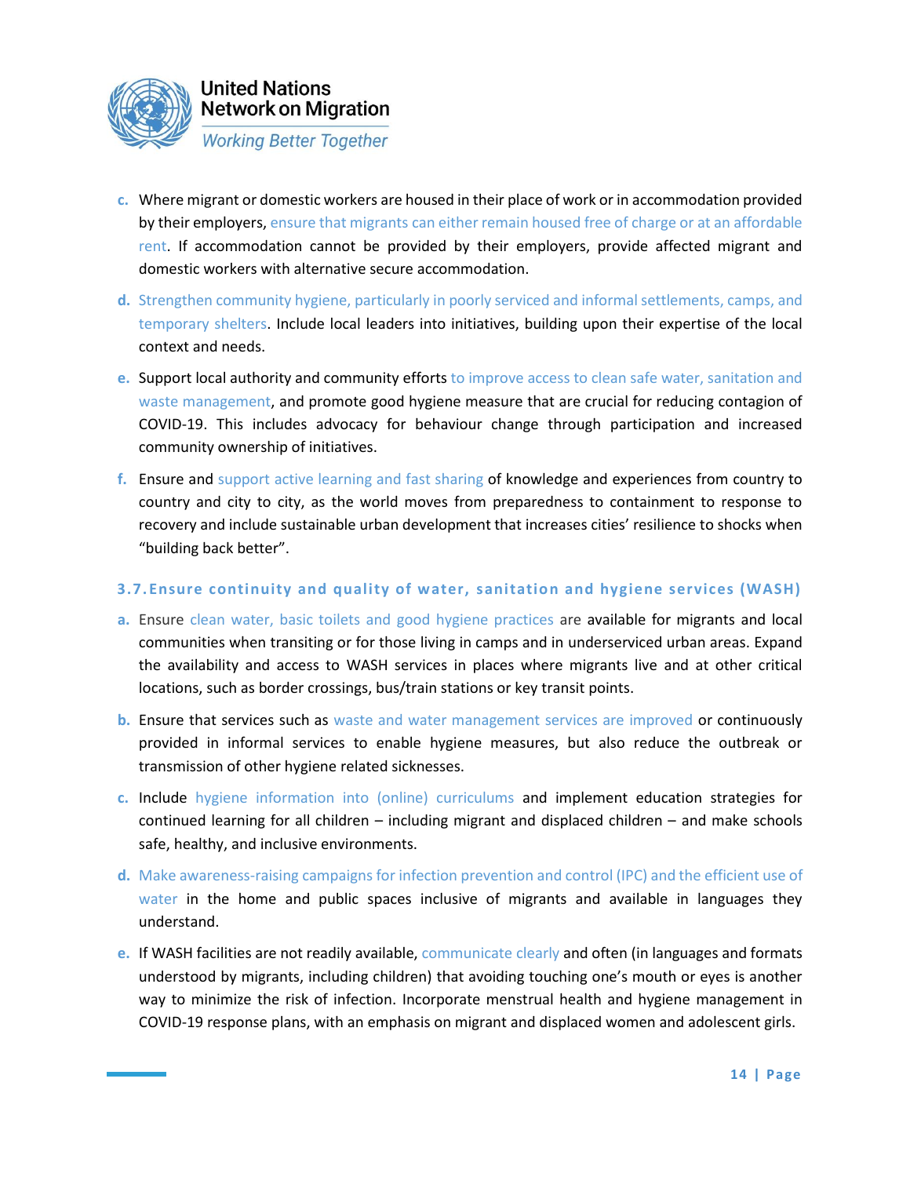c. Where migrant or domestic workers are housed in their place of work or in accommodation provided by their employers, ensure that migrants can either remain housed free of charge or at an affordable rent. If accommodation cannot be provided by their employers, provide affected migrant and domestic workers with alternative secure accommodation.

d. Strengthen community hygiene, particularly in poorly serviced and informal settlements, camps, and temporary shelters. Include local leaders into initiatives, building upon their expertise of the local context and needs.

e. Support local authority and community efforts to improve access to clean safe water, sanitation and waste management, and promote good hygiene measure that are crucial for reducing contagion of COVID-19. This includes advocacy for behaviour change through participation and increased community ownership of initiatives.

f. Ensure and support active learning and fast sharing of knowledge and experiences from country to country and city to city, as the world moves from preparedness to containment to response to recovery and include sustainable urban development that increases cities' resilience to shocks when "building back better".

### 3.7. Ensure continuity and quality of water, sanitation and hygiene services (WASH)

a. Ensure clean water, basic toilets and good hygiene practices are available for migrants and local communities when transiting or for those living in camps and in underserviced urban areas. Expand the availability and access to WASH services in places where migrants live and at other critical locations, such as border crossings, bus/train stations or key transit points.

b. Ensure that services such as waste and water management services are improved or continuously provided in informal services to enable hygiene measures, but also reduce the outbreak or transmission of other hygiene related sicknesses.

c. Include hygiene information into (online) curriculums and implement education strategies for continued learning for all children – including migrant and displaced children – and make schools safe, healthy, and inclusive environments.

d. Make awareness-raising campaigns for infection prevention and control (IPC) and the efficient use of water in the home and public spaces inclusive of migrants and available in languages they understand.

e. If WASH facilities are not readily available, communicate clearly and often (in languages and formats understood by migrants, including children) that avoiding touching one's mouth or eyes is another way to minimize the risk of infection. Incorporate menstrual health and hygiene management in COVID-19 response plans, with an emphasis on migrant and displaced women and adolescent girls.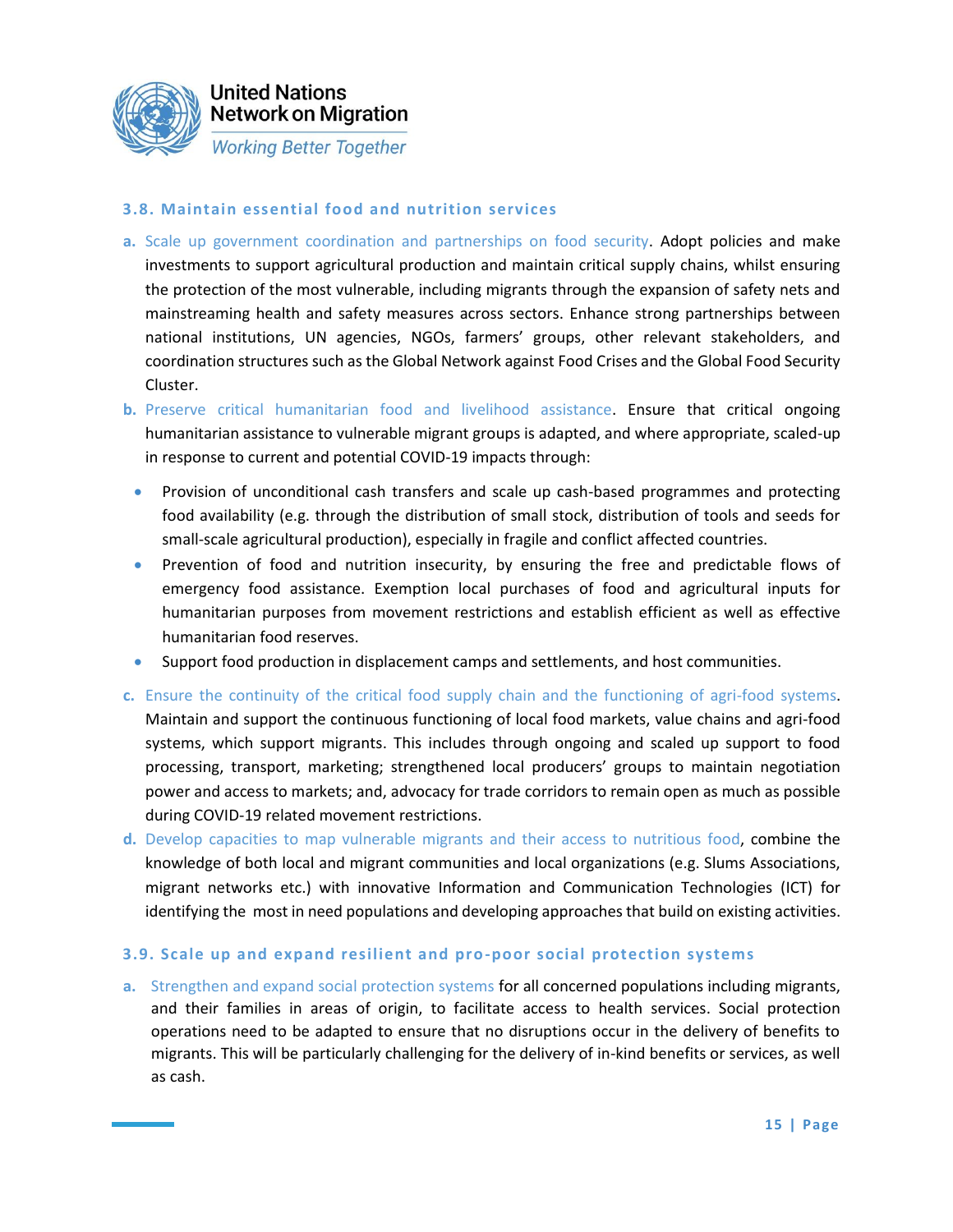### 3.8. Maintain essential food and nutrition services

**a.** Scale up government coordination and partnerships on food security. Adopt policies and make investments to support agricultural production and maintain critical supply chains, whilst ensuring the protection of the most vulnerable, including migrants through the expansion of safety nets and mainstreaming health and safety measures across sectors. Enhance strong partnerships between national institutions, UN agencies, NGOs, farmers' groups, other relevant stakeholders, and coordination structures such as the Global Network against Food Crises and the Global Food Security Cluster.

**b.** Preserve critical humanitarian food and livelihood assistance. Ensure that critical ongoing humanitarian assistance to vulnerable migrant groups is adapted, and where appropriate, scaled-up in response to current and potential COVID-19 impacts through:

- Provision of unconditional cash transfers and scale up cash-based programmes and protecting food availability (e.g. through the distribution of small stock, distribution of tools and seeds for small-scale agricultural production), especially in fragile and conflict affected countries.
- Prevention of food and nutrition insecurity, by ensuring the free and predictable flows of emergency food assistance. Exemption local purchases of food and agricultural inputs for humanitarian purposes from movement restrictions and establish efficient as well as effective humanitarian food reserves.
- Support food production in displacement camps and settlements, and host communities.

**c.** Ensure the continuity of the critical food supply chain and the functioning of agri-food systems. Maintain and support the continuous functioning of local food markets, value chains and agri-food systems, which support migrants. This includes through ongoing and scaled up support to food processing, transport, marketing; strengthened local producers' groups to maintain negotiation power and access to markets; and, advocacy for trade corridors to remain open as much as possible during COVID-19 related movement restrictions.

**d.** Develop capacities to map vulnerable migrants and their access to nutritious food, combine the knowledge of both local and migrant communities and local organizations (e.g. Slums Associations, migrant networks etc.) with innovative Information and Communication Technologies (ICT) for identifying the most in need populations and developing approaches that build on existing activities.

### 3.9. Scale up and expand resilient and pro-poor social protection systems

**a.** Strengthen and expand social protection systems for all concerned populations including migrants, and their families in areas of origin, to facilitate access to health services. Social protection operations need to be adapted to ensure that no disruptions occur in the delivery of benefits to migrants. This will be particularly challenging for the delivery of in-kind benefits or services, as well as cash.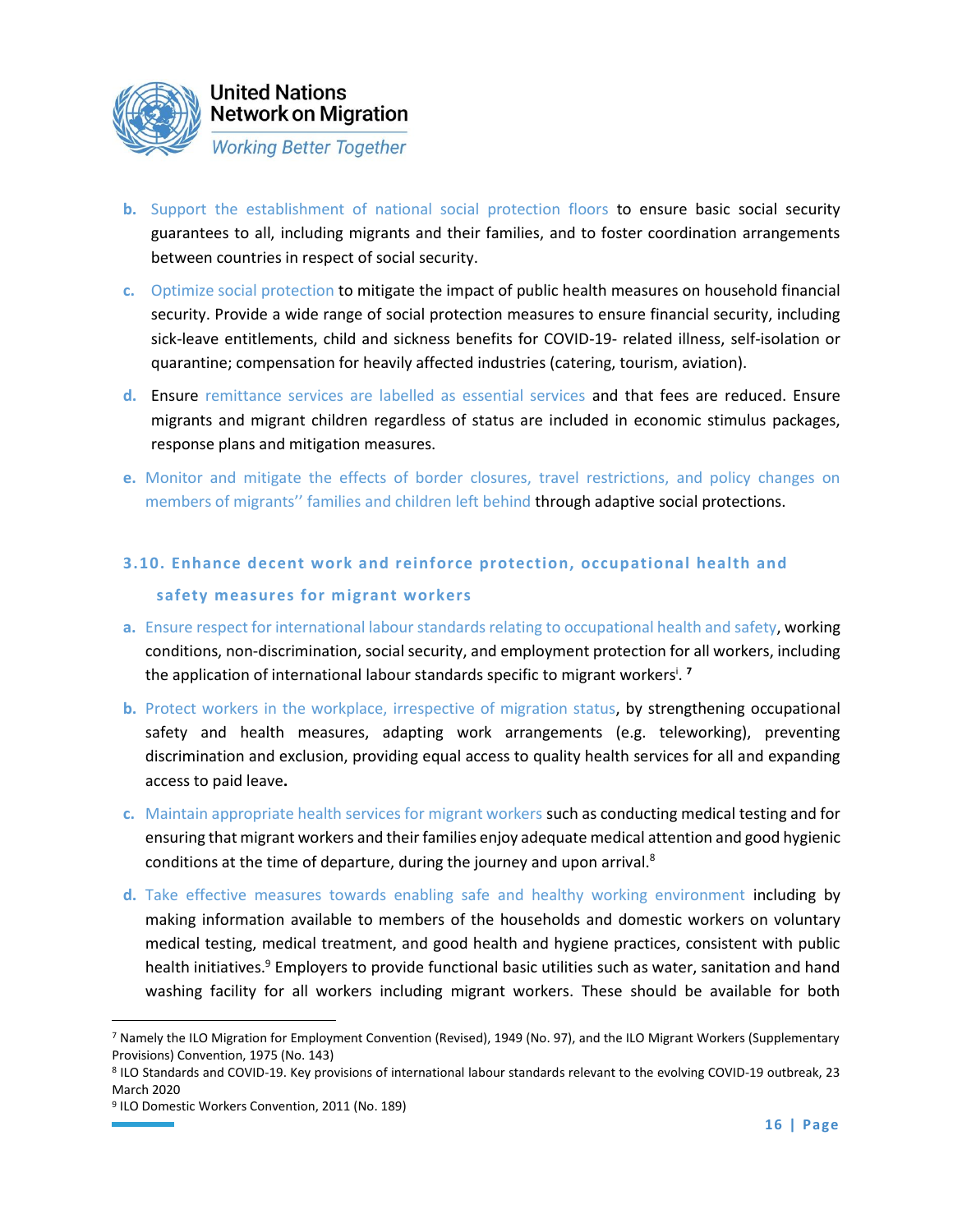b. Support the establishment of national social protection floors to ensure basic social security guarantees to all, including migrants and their families, and to foster coordination arrangements between countries in respect of social security.

c. Optimize social protection to mitigate the impact of public health measures on household financial security. Provide a wide range of social protection measures to ensure financial security, including sick-leave entitlements, child and sickness benefits for COVID-19- related illness, self-isolation or quarantine; compensation for heavily affected industries (catering, tourism, aviation).

d. Ensure remittance services are labelled as essential services and that fees are reduced. Ensure migrants and migrant children regardless of status are included in economic stimulus packages, response plans and mitigation measures.

e. Monitor and mitigate the effects of border closures, travel restrictions, and policy changes on members of migrants'' families and children left behind through adaptive social protections.

### 3.10. Enhance decent work and reinforce protection, occupational health and safety measures for migrant workers

a. Ensure respect for international labour standards relating to occupational health and safety, working conditions, non-discrimination, social security, and employment protection for all workers, including the application of international labour standards specific to migrant workers[i]. [7]

b. Protect workers in the workplace, irrespective of migration status, by strengthening occupational safety and health measures, adapting work arrangements (e.g. teleworking), preventing discrimination and exclusion, providing equal access to quality health services for all and expanding access to paid leave**.**

c. Maintain appropriate health services for migrant workers such as conducting medical testing and for ensuring that migrant workers and their families enjoy adequate medical attention and good hygienic conditions at the time of departure, during the journey and upon arrival.[8]

d. Take effective measures towards enabling safe and healthy working environment including by making information available to members of the households and domestic workers on voluntary medical testing, medical treatment, and good health and hygiene practices, consistent with public health initiatives.[9] Employers to provide functional basic utilities such as water, sanitation and hand washing facility for all workers including migrant workers. These should be available for both

---

[7] Namely the ILO Migration for Employment Convention (Revised), 1949 (No. 97), and the ILO Migrant Workers (Supplementary Provisions) Convention, 1975 (No. 143)

[8] ILO Standards and COVID-19. Key provisions of international labour standards relevant to the evolving COVID-19 outbreak, 23 March 2020

[9] ILO Domestic Workers Convention, 2011 (No. 189)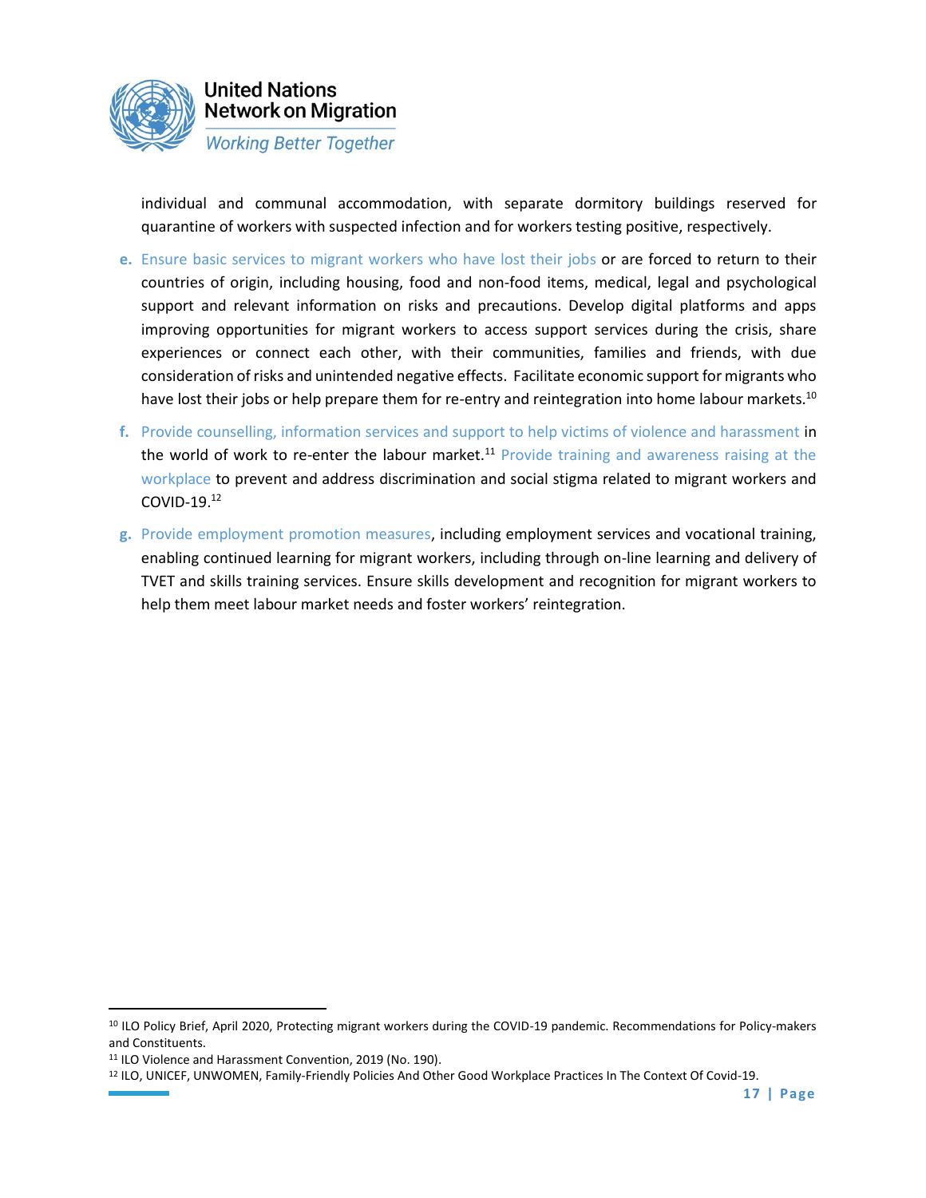individual and communal accommodation, with separate dormitory buildings reserved for quarantine of workers with suspected infection and for workers testing positive, respectively.

e. Ensure basic services to migrant workers who have lost their jobs or are forced to return to their countries of origin, including housing, food and non-food items, medical, legal and psychological support and relevant information on risks and precautions. Develop digital platforms and apps improving opportunities for migrant workers to access support services during the crisis, share experiences or connect each other, with their communities, families and friends, with due consideration of risks and unintended negative effects. Facilitate economic support for migrants who have lost their jobs or help prepare them for re-entry and reintegration into home labour markets.[10]

f. Provide counselling, information services and support to help victims of violence and harassment in the world of work to re-enter the labour market.[11] Provide training and awareness raising at the workplace to prevent and address discrimination and social stigma related to migrant workers and COVID-19.[12]

g. Provide employment promotion measures, including employment services and vocational training, enabling continued learning for migrant workers, including through on-line learning and delivery of TVET and skills training services. Ensure skills development and recognition for migrant workers to help them meet labour market needs and foster workers' reintegration.

---

[10] ILO Policy Brief, April 2020, Protecting migrant workers during the COVID-19 pandemic. Recommendations for Policy-makers and Constituents.

[11] ILO Violence and Harassment Convention, 2019 (No. 190).

[12] ILO, UNICEF, UNWOMEN, Family-Friendly Policies And Other Good Workplace Practices In The Context Of Covid-19.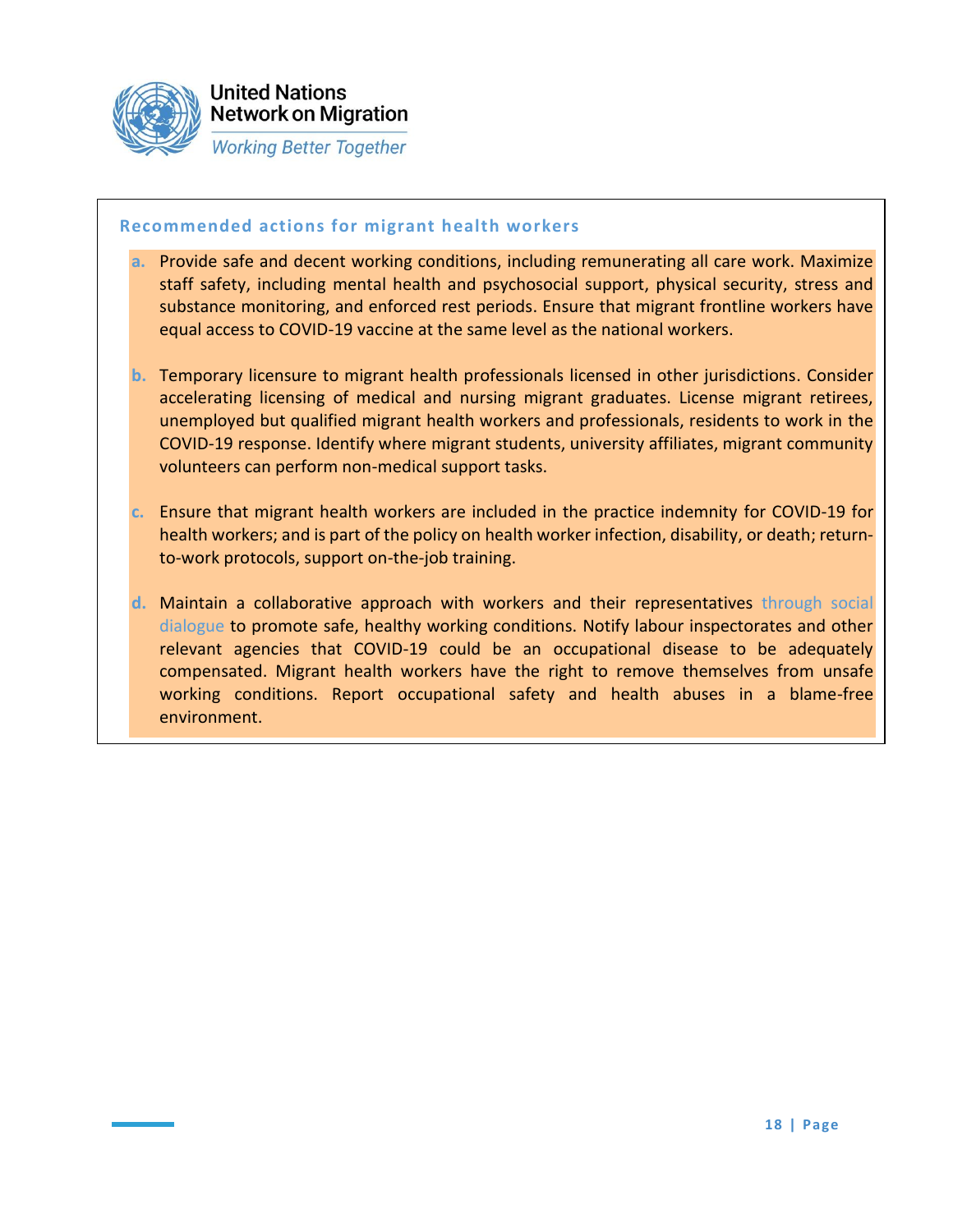### Recommended actions for migrant health workers

a. Provide safe and decent working conditions, including remunerating all care work. Maximize staff safety, including mental health and psychosocial support, physical security, stress and substance monitoring, and enforced rest periods. Ensure that migrant frontline workers have equal access to COVID-19 vaccine at the same level as the national workers.

b. Temporary licensure to migrant health professionals licensed in other jurisdictions. Consider accelerating licensing of medical and nursing migrant graduates. License migrant retirees, unemployed but qualified migrant health workers and professionals, residents to work in the COVID-19 response. Identify where migrant students, university affiliates, migrant community volunteers can perform non-medical support tasks.

c. Ensure that migrant health workers are included in the practice indemnity for COVID-19 for health workers; and is part of the policy on health worker infection, disability, or death; return-to-work protocols, support on-the-job training.

d. Maintain a collaborative approach with workers and their representatives through social dialogue to promote safe, healthy working conditions. Notify labour inspectorates and other relevant agencies that COVID-19 could be an occupational disease to be adequately compensated. Migrant health workers have the right to remove themselves from unsafe working conditions. Report occupational safety and health abuses in a blame-free environment.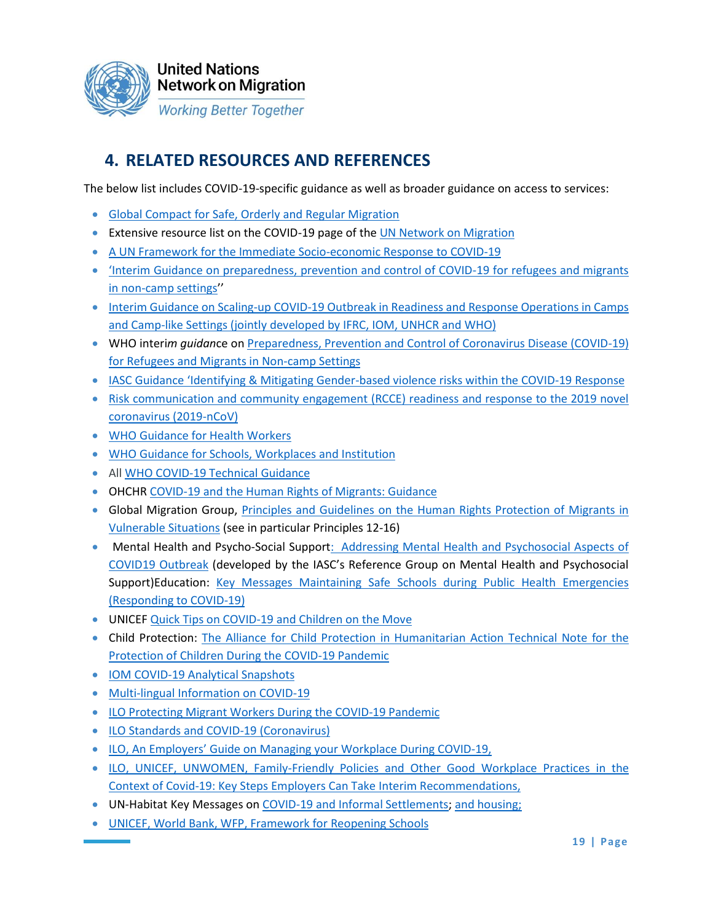## 4. RELATED RESOURCES AND REFERENCES

The below list includes COVID-19-specific guidance as well as broader guidance on access to services:

- Global Compact for Safe, Orderly and Regular Migration
- Extensive resource list on the COVID-19 page of the UN Network on Migration
- A UN Framework for the Immediate Socio-economic Response to COVID-19
- 'Interim Guidance on preparedness, prevention and control of COVID-19 for refugees and migrants in non-camp settings''
- Interim Guidance on Scaling-up COVID-19 Outbreak in Readiness and Response Operations in Camps and Camp-like Settings (jointly developed by IFRC, IOM, UNHCR and WHO)
- WHO interi*m guidan*ce on Preparedness, Prevention and Control of Coronavirus Disease (COVID-19) for Refugees and Migrants in Non-camp Settings
- IASC Guidance 'Identifying & Mitigating Gender-based violence risks within the COVID-19 Response
- Risk communication and community engagement (RCCE) readiness and response to the 2019 novel coronavirus (2019-nCoV)
- WHO Guidance for Health Workers
- WHO Guidance for Schools, Workplaces and Institution
- All WHO COVID-19 Technical Guidance
- OHCHR COVID-19 and the Human Rights of Migrants: Guidance
- Global Migration Group, Principles and Guidelines on the Human Rights Protection of Migrants in Vulnerable Situations (see in particular Principles 12-16)
- Mental Health and Psycho-Social Support: Addressing Mental Health and Psychosocial Aspects of COVID19 Outbreak (developed by the IASC's Reference Group on Mental Health and Psychosocial Support)Education: Key Messages Maintaining Safe Schools during Public Health Emergencies (Responding to COVID-19)
- UNICEF Quick Tips on COVID-19 and Children on the Move
- Child Protection: The Alliance for Child Protection in Humanitarian Action Technical Note for the Protection of Children During the COVID-19 Pandemic
- IOM COVID-19 Analytical Snapshots
- Multi-lingual Information on COVID-19
- ILO Protecting Migrant Workers During the COVID-19 Pandemic
- ILO Standards and COVID-19 (Coronavirus)
- ILO, An Employers' Guide on Managing your Workplace During COVID-19,
- ILO, UNICEF, UNWOMEN, Family-Friendly Policies and Other Good Workplace Practices in the Context of Covid-19: Key Steps Employers Can Take Interim Recommendations,
- UN-Habitat Key Messages on COVID-19 and Informal Settlements; and housing;
- UNICEF, World Bank, WFP, Framework for Reopening Schools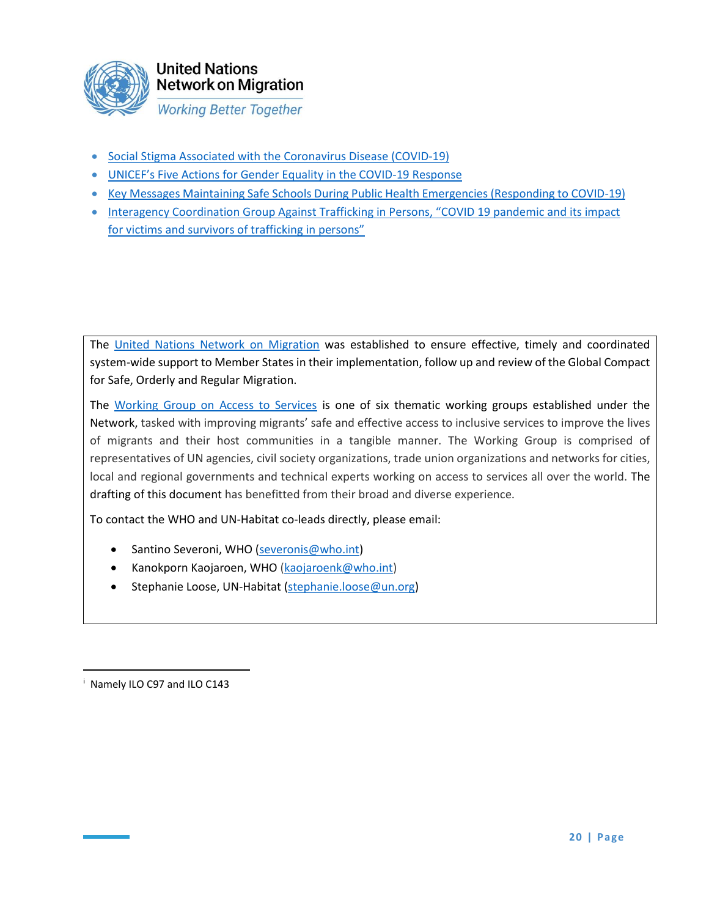- Social Stigma Associated with the Coronavirus Disease (COVID-19)
- UNICEF's Five Actions for Gender Equality in the COVID-19 Response
- Key Messages Maintaining Safe Schools During Public Health Emergencies (Responding to COVID-19)
- Interagency Coordination Group Against Trafficking in Persons, "COVID 19 pandemic and its impact for victims and survivors of trafficking in persons"

The United Nations Network on Migration was established to ensure effective, timely and coordinated system-wide support to Member States in their implementation, follow up and review of the Global Compact for Safe, Orderly and Regular Migration.

The Working Group on Access to Services is one of six thematic working groups established under the Network, tasked with improving migrants' safe and effective access to inclusive services to improve the lives of migrants and their host communities in a tangible manner. The Working Group is comprised of representatives of UN agencies, civil society organizations, trade union organizations and networks for cities, local and regional governments and technical experts working on access to services all over the world. The drafting of this document has benefitted from their broad and diverse experience.

To contact the WHO and UN-Habitat co-leads directly, please email:

- Santino Severoni, WHO (severonis@who.int)
- Kanokporn Kaojaroen, WHO (kaojaroenk@who.int)
- Stephanie Loose, UN-Habitat (stephanie.loose@un.org)

[i] Namely ILO C97 and ILO C143